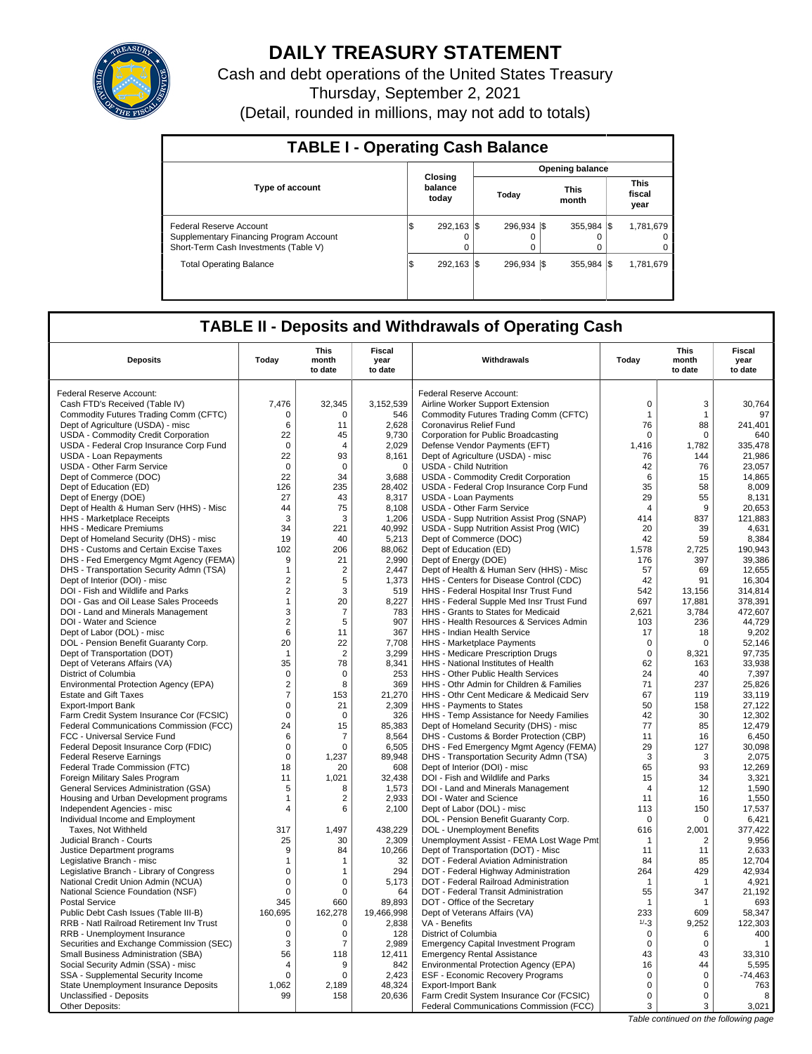# DAILY TREASURY STATEMENT

Cash and debt operations of the United States Treasury

Thursday, September 2, 2021

(Detail, rounded in millions, may not add to totals)

## TABLE I - Operating Cash Balance

| Type of account | Closing balance today | Opening balance | | |
|---|---|---|---|---|
| | | Today | This month | This fiscal year |
| Federal Reserve Account | $ 292,163 | $ 296,934 | $ 355,984 | $ 1,781,679 |
| Supplementary Financing Program Account | 0 | 0 | 0 | 0 |
| Short-Term Cash Investments (Table V) | 0 | 0 | 0 | 0 |
| Total Operating Balance | $ 292,163 | $ 296,934 | $ 355,984 | $ 1,781,679 |

## TABLE II - Deposits and Withdrawals of Operating Cash

| Deposits | Today | This month to date | Fiscal year to date | Withdrawals | Today | This month to date | Fiscal year to date |
|---|---|---|---|---|---|---|---|
| Federal Reserve Account: | | | | Federal Reserve Account: | | | |
| Cash FTD's Received (Table IV) | 7,476 | 32,345 | 3,152,539 | Airline Worker Support Extension | 0 | 3 | 30,764 |
| Commodity Futures Trading Comm (CFTC) | 0 | 0 | 546 | Commodity Futures Trading Comm (CFTC) | 1 | 1 | 97 |
| Dept of Agriculture (USDA) - misc | 6 | 11 | 2,628 | Coronavirus Relief Fund | 76 | 88 | 241,401 |
| USDA - Commodity Credit Corporation | 22 | 45 | 9,730 | Corporation for Public Broadcasting | 0 | 0 | 640 |
| USDA - Federal Crop Insurance Corp Fund | 0 | 4 | 2,029 | Defense Vendor Payments (EFT) | 1,416 | 1,782 | 335,478 |
| USDA - Loan Repayments | 22 | 93 | 8,161 | Dept of Agriculture (USDA) - misc | 76 | 144 | 21,986 |
| USDA - Other Farm Service | 0 | 0 | 0 | USDA - Child Nutrition | 42 | 76 | 23,057 |
| Dept of Commerce (DOC) | 22 | 34 | 3,688 | USDA - Commodity Credit Corporation | 6 | 15 | 14,865 |
| Dept of Education (ED) | 126 | 235 | 28,402 | USDA - Federal Crop Insurance Corp Fund | 35 | 58 | 8,009 |
| Dept of Energy (DOE) | 27 | 43 | 8,317 | USDA - Loan Payments | 29 | 55 | 8,131 |
| Dept of Health & Human Serv (HHS) - Misc | 44 | 75 | 8,108 | USDA - Other Farm Service | 4 | 9 | 20,653 |
| HHS - Marketplace Receipts | 3 | 3 | 1,206 | USDA - Supp Nutrition Assist Prog (SNAP) | 414 | 837 | 121,883 |
| HHS - Medicare Premiums | 34 | 221 | 40,992 | USDA - Supp Nutrition Assist Prog (WIC) | 20 | 39 | 4,631 |
| Dept of Homeland Security (DHS) - misc | 19 | 40 | 5,213 | Dept of Commerce (DOC) | 42 | 59 | 8,384 |
| DHS - Customs and Certain Excise Taxes | 102 | 206 | 88,062 | Dept of Education (ED) | 1,578 | 2,725 | 190,943 |
| DHS - Fed Emergency Mgmt Agency (FEMA) | 9 | 21 | 2,990 | Dept of Energy (DOE) | 176 | 397 | 39,386 |
| DHS - Transportation Security Admn (TSA) | 1 | 2 | 2,447 | Dept of Health & Human Serv (HHS) - Misc | 57 | 69 | 12,655 |
| Dept of Interior (DOI) - misc | 2 | 5 | 1,373 | HHS - Centers for Disease Control (CDC) | 42 | 91 | 16,304 |
| DOI - Fish and Wildlife and Parks | 2 | 3 | 519 | HHS - Federal Hospital Insr Trust Fund | 542 | 13,156 | 314,814 |
| DOI - Gas and Oil Lease Sales Proceeds | 1 | 20 | 8,227 | HHS - Federal Supple Med Insr Trust Fund | 697 | 17,881 | 378,391 |
| DOI - Land and Minerals Management | 3 | 7 | 783 | HHS - Grants to States for Medicaid | 2,621 | 3,784 | 472,607 |
| DOI - Water and Science | 2 | 5 | 907 | HHS - Health Resources & Services Admin | 103 | 236 | 44,729 |
| Dept of Labor (DOL) - misc | 6 | 11 | 367 | HHS - Indian Health Service | 17 | 18 | 9,202 |
| DOL - Pension Benefit Guaranty Corp. | 20 | 22 | 7,708 | HHS - Marketplace Payments | 0 | 0 | 52,146 |
| Dept of Transportation (DOT) | 1 | 2 | 3,299 | HHS - Medicare Prescription Drugs | 0 | 8,321 | 97,735 |
| Dept of Veterans Affairs (VA) | 35 | 78 | 8,341 | HHS - National Institutes of Health | 62 | 163 | 33,938 |
| District of Columbia | 0 | 0 | 253 | HHS - Other Public Health Services | 24 | 40 | 7,397 |
| Environmental Protection Agency (EPA) | 2 | 8 | 369 | HHS - Othr Admin for Children & Families | 71 | 237 | 25,826 |
| Estate and Gift Taxes | 7 | 153 | 21,270 | HHS - Othr Cent Medicare & Medicaid Serv | 67 | 119 | 33,119 |
| Export-Import Bank | 0 | 21 | 2,309 | HHS - Payments to States | 50 | 158 | 27,122 |
| Farm Credit System Insurance Cor (FCSIC) | 0 | 0 | 326 | HHS - Temp Assistance for Needy Families | 42 | 30 | 12,302 |
| Federal Communications Commission (FCC) | 24 | 15 | 85,383 | Dept of Homeland Security (DHS) - misc | 77 | 85 | 12,479 |
| FCC - Universal Service Fund | 6 | 7 | 8,564 | DHS - Customs & Border Protection (CBP) | 11 | 16 | 6,450 |
| Federal Deposit Insurance Corp (FDIC) | 0 | 0 | 6,505 | DHS - Fed Emergency Mgmt Agency (FEMA) | 29 | 127 | 30,098 |
| Federal Reserve Earnings | 0 | 1,237 | 89,948 | DHS - Transportation Security Admn (TSA) | 3 | 3 | 2,075 |
| Federal Trade Commission (FTC) | 18 | 20 | 608 | Dept of Interior (DOI) - misc | 65 | 93 | 12,269 |
| Foreign Military Sales Program | 11 | 1,021 | 32,438 | DOI - Fish and Wildlife and Parks | 15 | 34 | 3,321 |
| General Services Administration (GSA) | 5 | 8 | 1,573 | DOI - Land and Minerals Management | 4 | 12 | 1,590 |
| Housing and Urban Development programs | 1 | 2 | 2,933 | DOI - Water and Science | 11 | 16 | 1,550 |
| Independent Agencies - misc | 4 | 6 | 2,100 | Dept of Labor (DOL) - misc | 113 | 150 | 17,537 |
| Individual Income and Employment | | | | DOL - Pension Benefit Guaranty Corp. | 0 | 0 | 6,421 |
| Taxes, Not Withheld | 317 | 1,497 | 438,229 | DOL - Unemployment Benefits | 616 | 2,001 | 377,422 |
| Judicial Branch - Courts | 25 | 30 | 2,309 | Unemployment Assist - FEMA Lost Wage Pmt | 1 | 2 | 9,956 |
| Justice Department programs | 9 | 84 | 10,266 | Dept of Transportation (DOT) - Misc | 11 | 11 | 2,633 |
| Legislative Branch - misc | 1 | 1 | 32 | DOT - Federal Aviation Administration | 84 | 85 | 12,704 |
| Legislative Branch - Library of Congress | 0 | 1 | 294 | DOT - Federal Highway Administration | 264 | 429 | 42,934 |
| National Credit Union Admin (NCUA) | 0 | 0 | 5,173 | DOT - Federal Railroad Administration | 1 | 1 | 4,921 |
| National Science Foundation (NSF) | 0 | 0 | 64 | DOT - Federal Transit Administration | 55 | 347 | 21,192 |
| Postal Service | 345 | 660 | 89,893 | DOT - Office of the Secretary | 1 | 1 | 693 |
| Public Debt Cash Issues (Table III-B) | 160,695 | 162,278 | 19,466,998 | Dept of Veterans Affairs (VA) | 233 | 609 | 58,347 |
| RRB - Natl Railroad Retirement Inv Trust | 0 | 0 | 2,838 | VA - Benefits | 1/-3 | 9,252 | 122,303 |
| RRB - Unemployment Insurance | 0 | 0 | 128 | District of Columbia | 0 | 6 | 400 |
| Securities and Exchange Commission (SEC) | 3 | 7 | 2,989 | Emergency Capital Investment Program | 0 | 0 | 1 |
| Small Business Administration (SBA) | 56 | 118 | 12,411 | Emergency Rental Assistance | 43 | 43 | 33,310 |
| Social Security Admin (SSA) - misc | 4 | 9 | 842 | Environmental Protection Agency (EPA) | 16 | 44 | 5,595 |
| SSA - Supplemental Security Income | 0 | 0 | 2,423 | ESF - Economic Recovery Programs | 0 | 0 | -74,463 |
| State Unemployment Insurance Deposits | 1,062 | 2,189 | 48,324 | Export-Import Bank | 0 | 0 | 763 |
| Unclassified - Deposits | 99 | 158 | 20,636 | Farm Credit System Insurance Cor (FCSIC) | 0 | 0 | 8 |
| Other Deposits: | | | | Federal Communications Commission (FCC) | 3 | 3 | 3,021 |

*Table continued on the following page*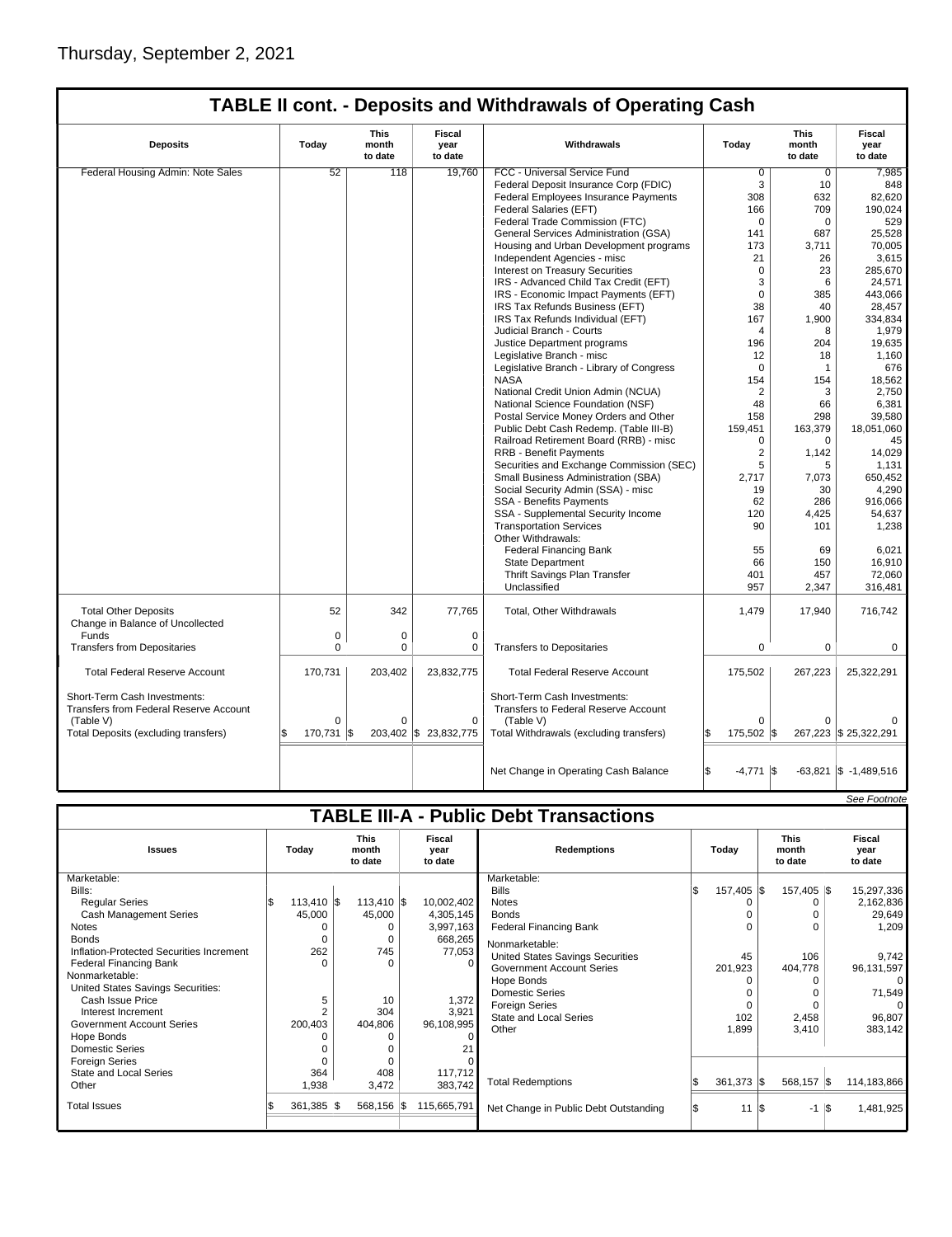Thursday, September 2, 2021

## TABLE II cont. - Deposits and Withdrawals of Operating Cash

| Deposits | Today | This month to date | Fiscal year to date | Withdrawals | Today | This month to date | Fiscal year to date |
|---|---|---|---|---|---|---|---|
| Federal Housing Admin: Note Sales | 52 | 118 | 19,760 | FCC - Universal Service Fund | 0 | 0 | 7,985 |
| | | | | Federal Deposit Insurance Corp (FDIC) | 3 | 10 | 848 |
| | | | | Federal Employees Insurance Payments | 308 | 632 | 82,620 |
| | | | | Federal Salaries (EFT) | 166 | 709 | 190,024 |
| | | | | Federal Trade Commission (FTC) | 0 | 0 | 529 |
| | | | | General Services Administration (GSA) | 141 | 687 | 25,528 |
| | | | | Housing and Urban Development programs | 173 | 3,711 | 70,005 |
| | | | | Independent Agencies - misc | 21 | 26 | 3,615 |
| | | | | Interest on Treasury Securities | 0 | 23 | 285,670 |
| | | | | IRS - Advanced Child Tax Credit (EFT) | 3 | 6 | 24,571 |
| | | | | IRS - Economic Impact Payments (EFT) | 0 | 385 | 443,066 |
| | | | | IRS Tax Refunds Business (EFT) | 38 | 40 | 28,457 |
| | | | | IRS Tax Refunds Individual (EFT) | 167 | 1,900 | 334,834 |
| | | | | Judicial Branch - Courts | 4 | 8 | 1,979 |
| | | | | Justice Department programs | 196 | 204 | 19,635 |
| | | | | Legislative Branch - misc | 12 | 18 | 1,160 |
| | | | | Legislative Branch - Library of Congress | 0 | 1 | 676 |
| | | | | NASA | 154 | 154 | 18,562 |
| | | | | National Credit Union Admin (NCUA) | 2 | 3 | 2,750 |
| | | | | National Science Foundation (NSF) | 48 | 66 | 6,381 |
| | | | | Postal Service Money Orders and Other | 158 | 298 | 39,580 |
| | | | | Public Debt Cash Redemp. (Table III-B) | 159,451 | 163,379 | 18,051,060 |
| | | | | Railroad Retirement Board (RRB) - misc | 0 | 0 | 45 |
| | | | | RRB - Benefit Payments | 2 | 1,142 | 14,029 |
| | | | | Securities and Exchange Commission (SEC) | 5 | 5 | 1,131 |
| | | | | Small Business Administration (SBA) | 2,717 | 7,073 | 650,452 |
| | | | | Social Security Admin (SSA) - misc | 19 | 30 | 4,290 |
| | | | | SSA - Benefits Payments | 62 | 286 | 916,066 |
| | | | | SSA - Supplemental Security Income | 120 | 4,425 | 54,637 |
| | | | | Transportation Services | 90 | 101 | 1,238 |
| | | | | Other Withdrawals: | | | |
| | | | | Federal Financing Bank | 55 | 69 | 6,021 |
| | | | | State Department | 66 | 150 | 16,910 |
| | | | | Thrift Savings Plan Transfer | 401 | 457 | 72,060 |
| | | | | Unclassified | 957 | 2,347 | 316,481 |
| Total Other Deposits | 52 | 342 | 77,765 | Total, Other Withdrawals | 1,479 | 17,940 | 716,742 |
| Change in Balance of Uncollected Funds | 0 | 0 | 0 | | | | |
| Transfers from Depositaries | 0 | 0 | 0 | Transfers to Depositaries | 0 | 0 | 0 |
| Total Federal Reserve Account | 170,731 | 203,402 | 23,832,775 | Total Federal Reserve Account | 175,502 | 267,223 | 25,322,291 |
| Short-Term Cash Investments: Transfers from Federal Reserve Account (Table V) | 0 | 0 | 0 | Short-Term Cash Investments: Transfers to Federal Reserve Account (Table V) | 0 | 0 | 0 |
| Total Deposits (excluding transfers) | $ 170,731 | $ 203,402 | $ 23,832,775 | Total Withdrawals (excluding transfers) | $ 175,502 | $ 267,223 | $ 25,322,291 |
| | | | | Net Change in Operating Cash Balance | $ -4,771 | $ -63,821 | $ -1,489,516 |

*See Footnote*

## TABLE III-A - Public Debt Transactions

| Issues | Today | This month to date | Fiscal year to date | Redemptions | Today | This month to date | Fiscal year to date |
|---|---|---|---|---|---|---|---|
| Marketable: | | | | Marketable: | | | |
| Bills: | | | | Bills | $ 157,405 | $ 157,405 | $ 15,297,336 |
| Regular Series | $ 113,410 | $ 113,410 | $ 10,002,402 | Notes | 0 | 0 | 2,162,836 |
| Cash Management Series | 45,000 | 45,000 | 4,305,145 | Bonds | 0 | 0 | 29,649 |
| Notes | 0 | 0 | 3,997,163 | Federal Financing Bank | 0 | 0 | 1,209 |
| Bonds | 0 | 0 | 668,265 | Nonmarketable: | | | |
| Inflation-Protected Securities Increment | 262 | 745 | 77,053 | United States Savings Securities | 45 | 106 | 9,742 |
| Federal Financing Bank | 0 | 0 | 0 | Government Account Series | 201,923 | 404,778 | 96,131,597 |
| Nonmarketable: | | | | Hope Bonds | 0 | 0 | 0 |
| United States Savings Securities: | | | | Domestic Series | 0 | 0 | 71,549 |
| Cash Issue Price | 5 | 10 | 1,372 | Foreign Series | 0 | 0 | 0 |
| Interest Increment | 2 | 304 | 3,921 | State and Local Series | 102 | 2,458 | 96,807 |
| Government Account Series | 200,403 | 404,806 | 96,108,995 | Other | 1,899 | 3,410 | 383,142 |
| Hope Bonds | 0 | 0 | 0 | | | | |
| Domestic Series | 0 | 0 | 21 | | | | |
| Foreign Series | 0 | 0 | 0 | | | | |
| State and Local Series | 364 | 408 | 117,712 | | | | |
| Other | 1,938 | 3,472 | 383,742 | Total Redemptions | $ 361,373 | $ 568,157 | $ 114,183,866 |
| Total Issues | $ 361,385 | $ 568,156 | $ 115,665,791 | Net Change in Public Debt Outstanding | $ 11 | $ -1 | $ 1,481,925 |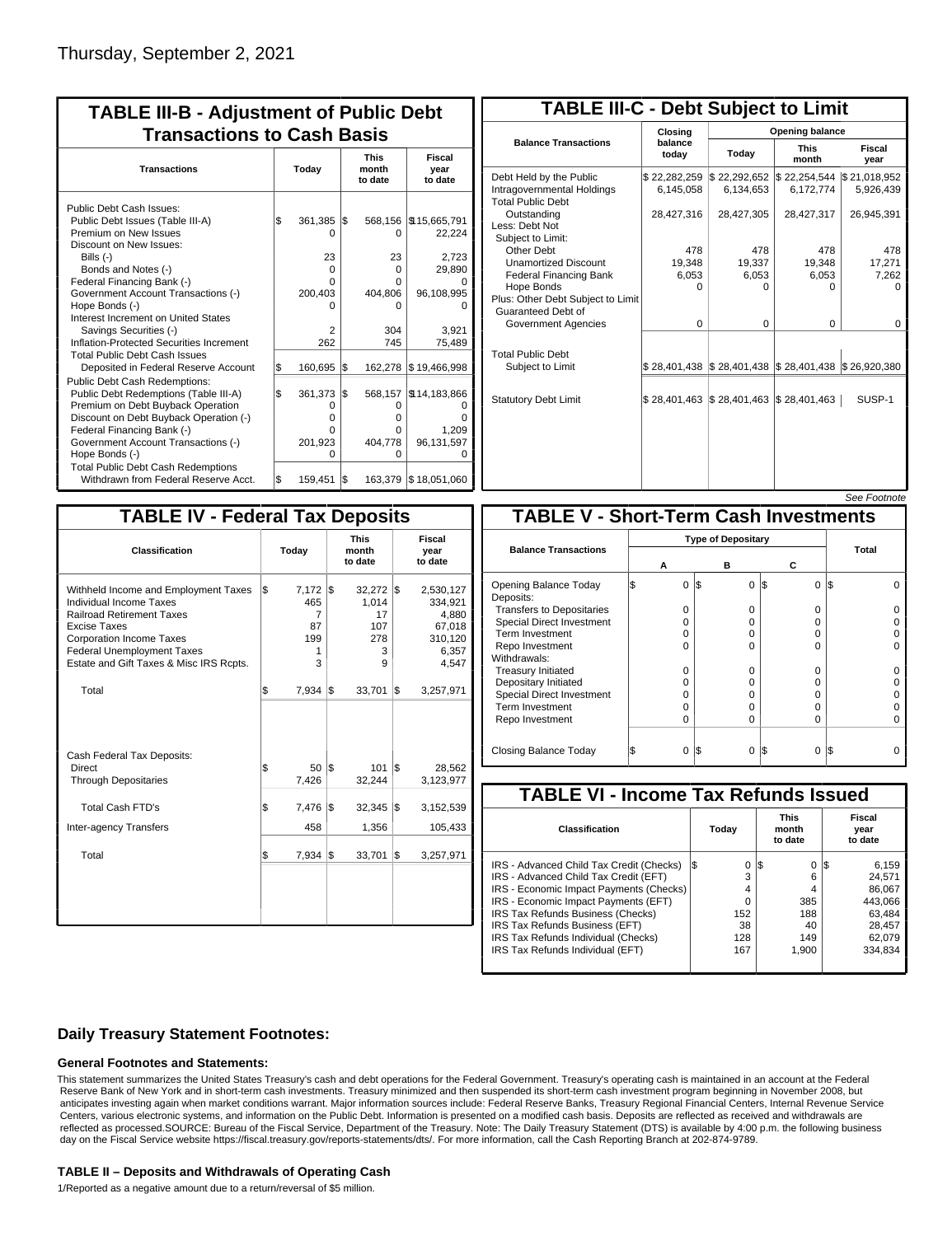Thursday, September 2, 2021

## TABLE III-B - Adjustment of Public Debt Transactions to Cash Basis

| Transactions | Today | This month to date | Fiscal year to date |
|---|---|---|---|
| Public Debt Cash Issues: | | | |
| Public Debt Issues (Table III-A) | $ 361,385 | $ 568,156 | $15,665,791 |
| Premium on New Issues | 0 | 0 | 22,224 |
| Discount on New Issues: | | | |
| Bills (-) | 23 | 23 | 2,723 |
| Bonds and Notes (-) | 0 | 0 | 29,890 |
| Federal Financing Bank (-) | 0 | 0 | 0 |
| Government Account Transactions (-) | 200,403 | 404,806 | 96,108,995 |
| Hope Bonds (-) | 0 | 0 | 0 |
| Interest Increment on United States Savings Securities (-) | 2 | 304 | 3,921 |
| Inflation-Protected Securities Increment | 262 | 745 | 75,489 |
| Total Public Debt Cash Issues Deposited in Federal Reserve Account | $ 160,695 | $ 162,278 | $ 19,466,998 |
| Public Debt Cash Redemptions: | | | |
| Public Debt Redemptions (Table III-A) | $ 361,373 | $ 568,157 | $14,183,866 |
| Premium on Debt Buyback Operation | 0 | 0 | 0 |
| Discount on Debt Buyback Operation (-) | 0 | 0 | 0 |
| Federal Financing Bank (-) | 0 | 0 | 1,209 |
| Government Account Transactions (-) | 201,923 | 404,778 | 96,131,597 |
| Hope Bonds (-) | 0 | 0 | 0 |
| Total Public Debt Cash Redemptions Withdrawn from Federal Reserve Acct. | $ 159,451 | $ 163,379 | $ 18,051,060 |

## TABLE III-C - Debt Subject to Limit

| Balance Transactions | Closing balance today | Opening balance Today | Opening balance This month | Opening balance Fiscal year |
|---|---|---|---|---|
| Debt Held by the Public | $ 22,282,259 | $ 22,292,652 | $ 22,254,544 | $ 21,018,952 |
| Intragovernmental Holdings | 6,145,058 | 6,134,653 | 6,172,774 | 5,926,439 |
| Total Public Debt Outstanding | 28,427,316 | 28,427,305 | 28,427,317 | 26,945,391 |
| Less: Debt Not Subject to Limit: | | | | |
| Other Debt | 478 | 478 | 478 | 478 |
| Unamortized Discount | 19,348 | 19,337 | 19,348 | 17,271 |
| Federal Financing Bank | 6,053 | 6,053 | 6,053 | 7,262 |
| Hope Bonds | 0 | 0 | 0 | 0 |
| Plus: Other Debt Subject to Limit Guaranteed Debt of Government Agencies | 0 | 0 | 0 | 0 |
| Total Public Debt Subject to Limit | $ 28,401,438 | $ 28,401,438 | $ 28,401,438 | $ 26,920,380 |
| Statutory Debt Limit | $ 28,401,463 | $ 28,401,463 | $ 28,401,463 | SUSP-1 |

*See Footnote*

## TABLE IV - Federal Tax Deposits

| Classification | Today | This month to date | Fiscal year to date |
|---|---|---|---|
| Withheld Income and Employment Taxes | $ 7,172 | $ 32,272 | $ 2,530,127 |
| Individual Income Taxes | 465 | 1,014 | 334,921 |
| Railroad Retirement Taxes | 7 | 17 | 4,880 |
| Excise Taxes | 87 | 107 | 67,018 |
| Corporation Income Taxes | 199 | 278 | 310,120 |
| Federal Unemployment Taxes | 1 | 3 | 6,357 |
| Estate and Gift Taxes & Misc IRS Rcpts. | 3 | 9 | 4,547 |
| Total | $ 7,934 | $ 33,701 | $ 3,257,971 |
| Cash Federal Tax Deposits: | | | |
| Direct | $ 50 | $ 101 | $ 28,562 |
| Through Depositaries | 7,426 | 32,244 | 3,123,977 |
| Total Cash FTD's | $ 7,476 | $ 32,345 | $ 3,152,539 |
| Inter-agency Transfers | 458 | 1,356 | 105,433 |
| Total | $ 7,934 | $ 33,701 | $ 3,257,971 |

## TABLE V - Short-Term Cash Investments

| Balance Transactions | Type of Depositary A | B | C | Total |
|---|---|---|---|---|
| Opening Balance Today | $ 0 | $ 0 | $ 0 | $ 0 |
| Deposits: | | | | |
| Transfers to Depositaries | 0 | 0 | 0 | 0 |
| Special Direct Investment | 0 | 0 | 0 | 0 |
| Term Investment | 0 | 0 | 0 | 0 |
| Repo Investment | 0 | 0 | 0 | 0 |
| Withdrawals: | | | | |
| Treasury Initiated | 0 | 0 | 0 | 0 |
| Depositary Initiated | 0 | 0 | 0 | 0 |
| Special Direct Investment | 0 | 0 | 0 | 0 |
| Term Investment | 0 | 0 | 0 | 0 |
| Repo Investment | 0 | 0 | 0 | 0 |
| Closing Balance Today | $ 0 | $ 0 | $ 0 | $ 0 |

## TABLE VI - Income Tax Refunds Issued

| Classification | Today | This month to date | Fiscal year to date |
|---|---|---|---|
| IRS - Advanced Child Tax Credit (Checks) | $ 0 | $ 0 | $ 6,159 |
| IRS - Advanced Child Tax Credit (EFT) | 3 | 6 | 24,571 |
| IRS - Economic Impact Payments (Checks) | 4 | 4 | 86,067 |
| IRS - Economic Impact Payments (EFT) | 0 | 385 | 443,066 |
| IRS Tax Refunds Business (Checks) | 152 | 188 | 63,484 |
| IRS Tax Refunds Business (EFT) | 38 | 40 | 28,457 |
| IRS Tax Refunds Individual (Checks) | 128 | 149 | 62,079 |
| IRS Tax Refunds Individual (EFT) | 167 | 1,900 | 334,834 |

## Daily Treasury Statement Footnotes:

### General Footnotes and Statements:

This statement summarizes the United States Treasury's cash and debt operations for the Federal Government. Treasury's operating cash is maintained in an account at the Federal Reserve Bank of New York and in short-term cash investments. Treasury minimized and then suspended its short-term cash investment program beginning in November 2008, but anticipates investing again when market conditions warrant. Major information sources include: Federal Reserve Banks, Treasury Regional Financial Centers, Internal Revenue Service Centers, various electronic systems, and information on the Public Debt. Information is presented on a modified cash basis. Deposits are reflected as received and withdrawals are reflected as processed.SOURCE: Bureau of the Fiscal Service, Department of the Treasury. Note: The Daily Treasury Statement (DTS) is available by 4:00 p.m. the following business day on the Fiscal Service website https://fiscal.treasury.gov/reports-statements/dts/. For more information, call the Cash Reporting Branch at 202-874-9789.

### TABLE II – Deposits and Withdrawals of Operating Cash

1/Reported as a negative amount due to a return/reversal of $5 million.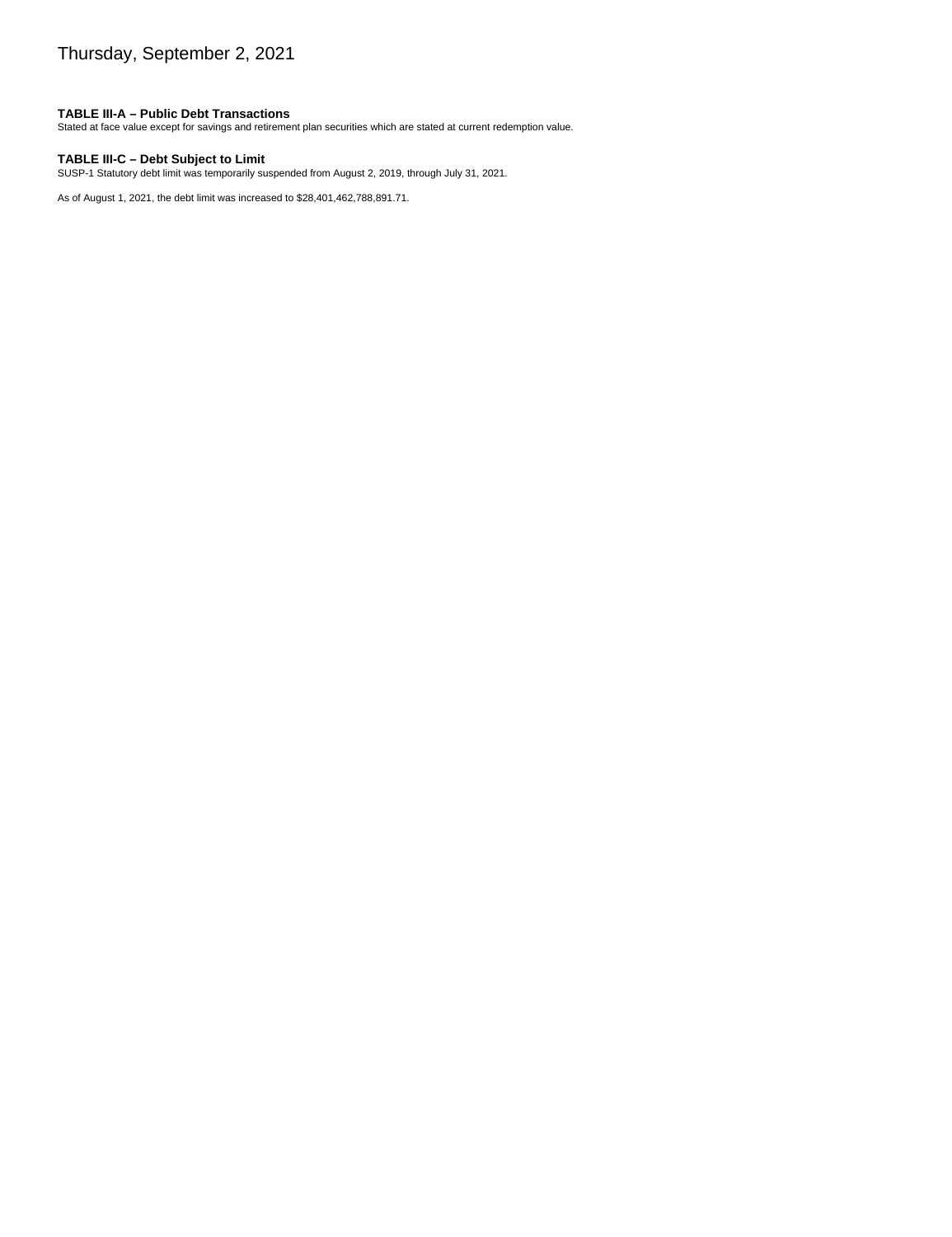Thursday, September 2, 2021

**TABLE III-A – Public Debt Transactions**
Stated at face value except for savings and retirement plan securities which are stated at current redemption value.

**TABLE III-C – Debt Subject to Limit**
SUSP-1 Statutory debt limit was temporarily suspended from August 2, 2019, through July 31, 2021.

As of August 1, 2021, the debt limit was increased to $28,401,462,788,891.71.